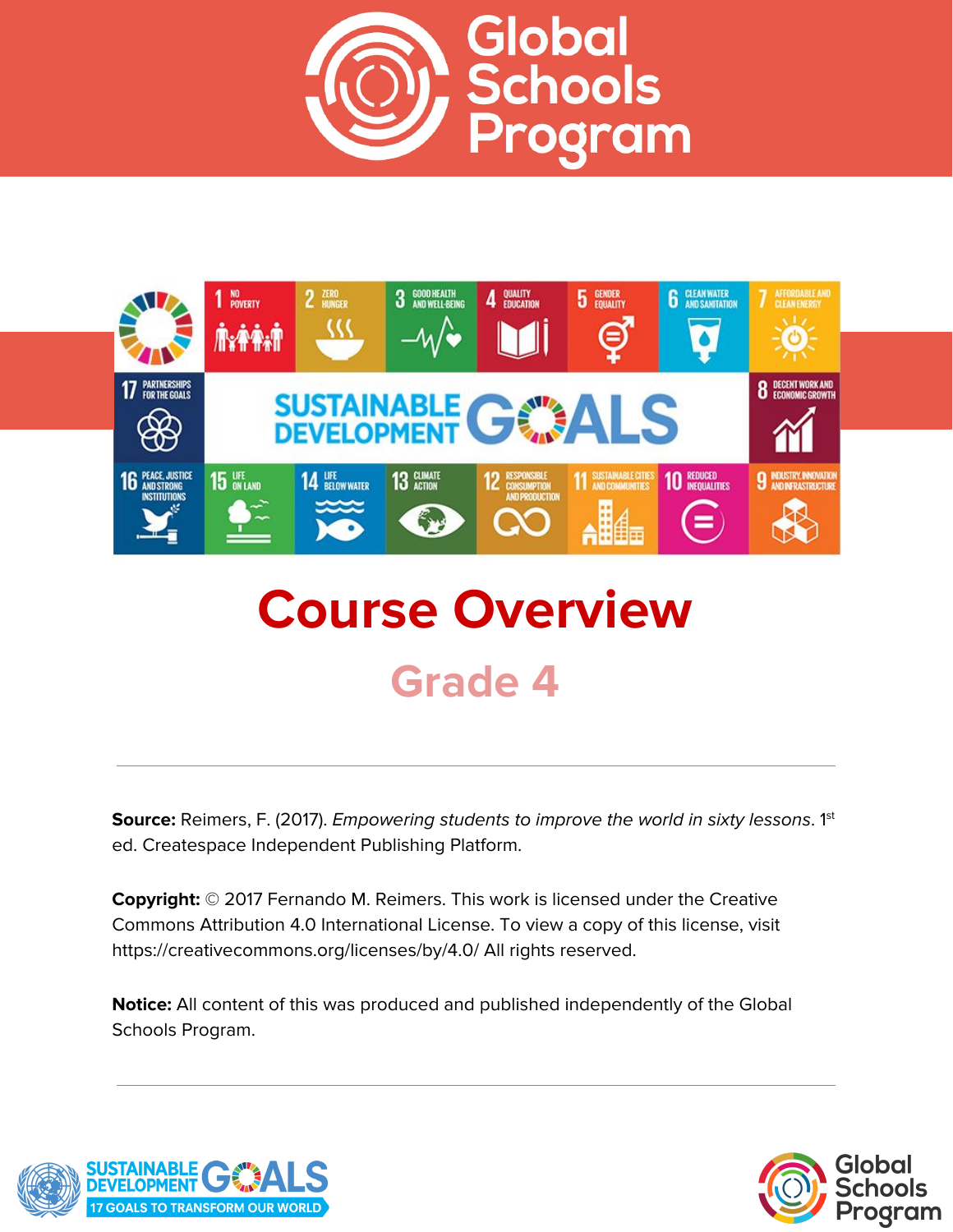# Global Schools Program

# Course Overview

## Grade 4

---

**Source:** Reimers, F. (2017). *Empowering students to improve the world in sixty lessons*. 1st ed. Createspace Independent Publishing Platform.

**Copyright:** © 2017 Fernando M. Reimers. This work is licensed under the Creative Commons Attribution 4.0 International License. To view a copy of this license, visit https://creativecommons.org/licenses/by/4.0/ All rights reserved.

**Notice:** All content of this was produced and published independently of the Global Schools Program.

---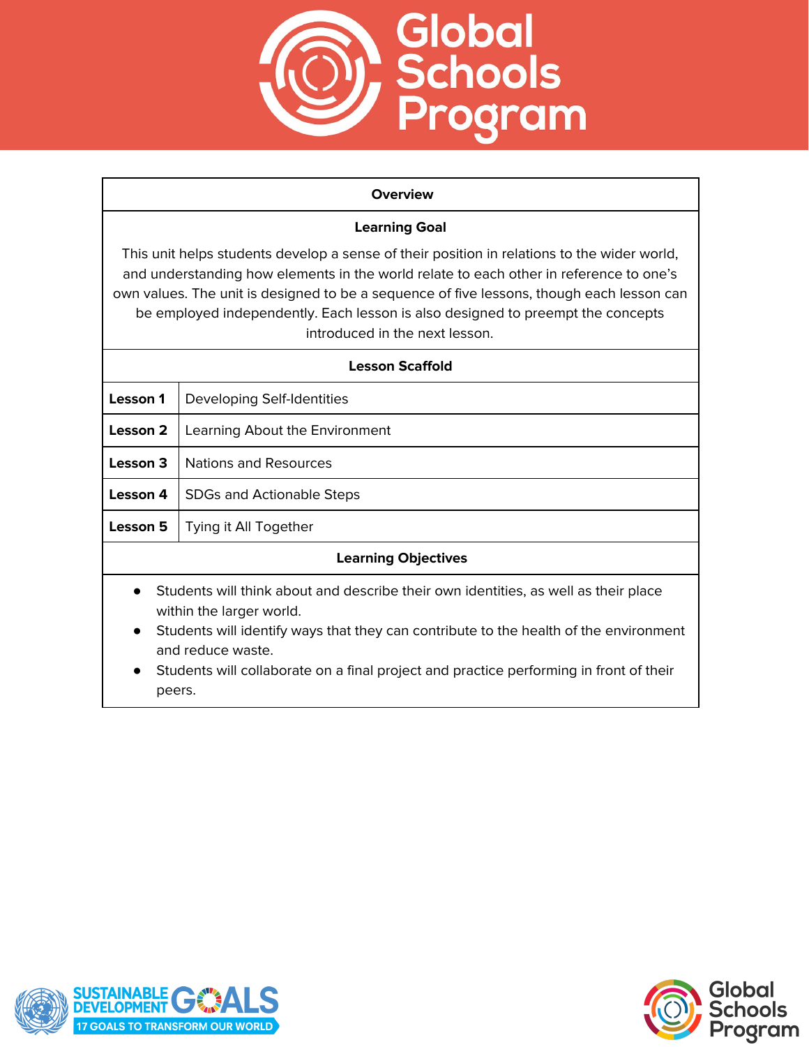## Overview

### Learning Goal

This unit helps students develop a sense of their position in relations to the wider world, and understanding how elements in the world relate to each other in reference to one's own values. The unit is designed to be a sequence of five lessons, though each lesson can be employed independently. Each lesson is also designed to preempt the concepts introduced in the next lesson.

### Lesson Scaffold

| | |
|---|---|
| **Lesson 1** | Developing Self-Identities |
| **Lesson 2** | Learning About the Environment |
| **Lesson 3** | Nations and Resources |
| **Lesson 4** | SDGs and Actionable Steps |
| **Lesson 5** | Tying it All Together |

### Learning Objectives

- Students will think about and describe their own identities, as well as their place within the larger world.
- Students will identify ways that they can contribute to the health of the environment and reduce waste.
- Students will collaborate on a final project and practice performing in front of their peers.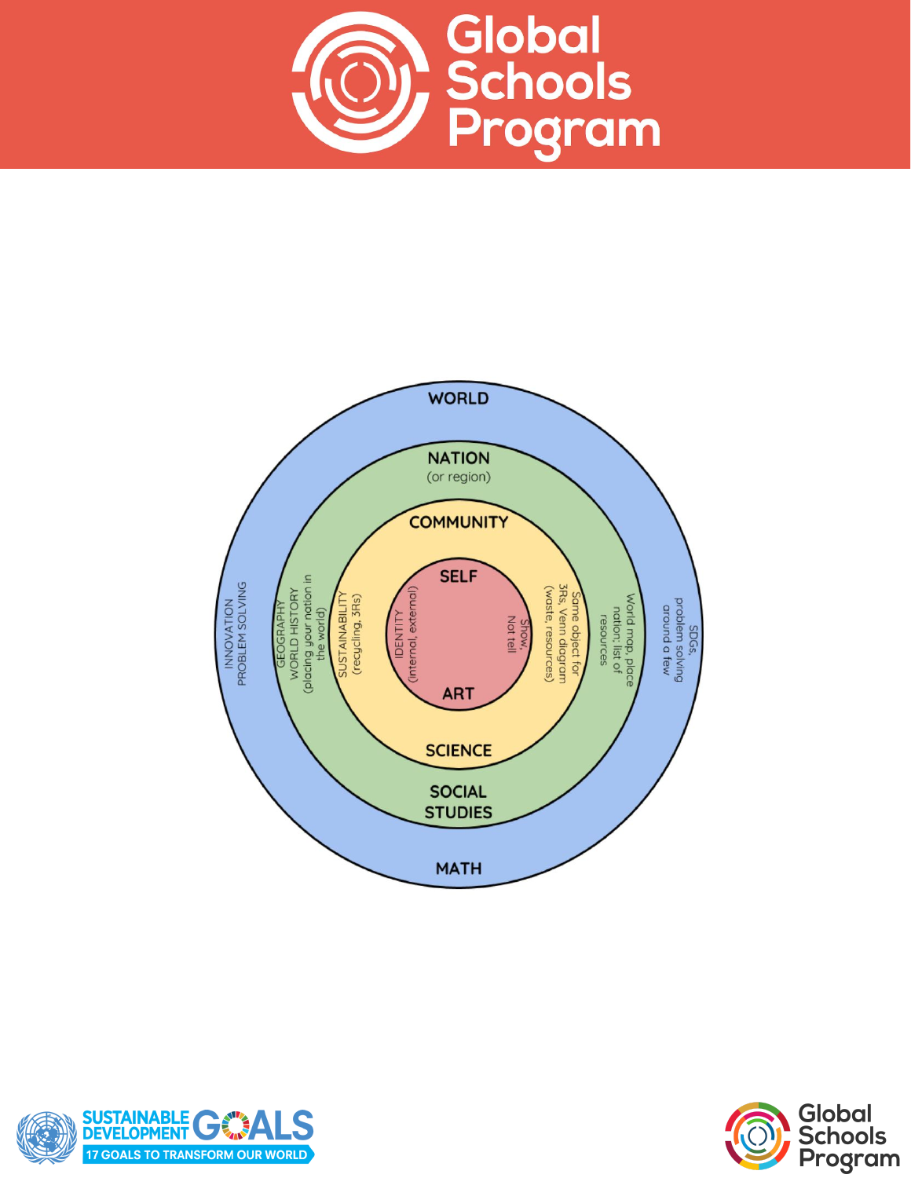WORLD

NATION
(or region)

COMMUNITY

SELF

IDENTITY
(internal, external)

Show,
Not tell

ART

SUSTAINABILITY
(recycling, 3Rs)

Same object for
3Rs, Venn diagram
(waste, resources)

SCIENCE

GEOGRAPHY
WORLD HISTORY
(placing your nation in
the world)

World map, place
nation, list of
resources

SOCIAL
STUDIES

INNOVATION
PROBLEM SOLVING

SDGs,
problem solving
around a few

MATH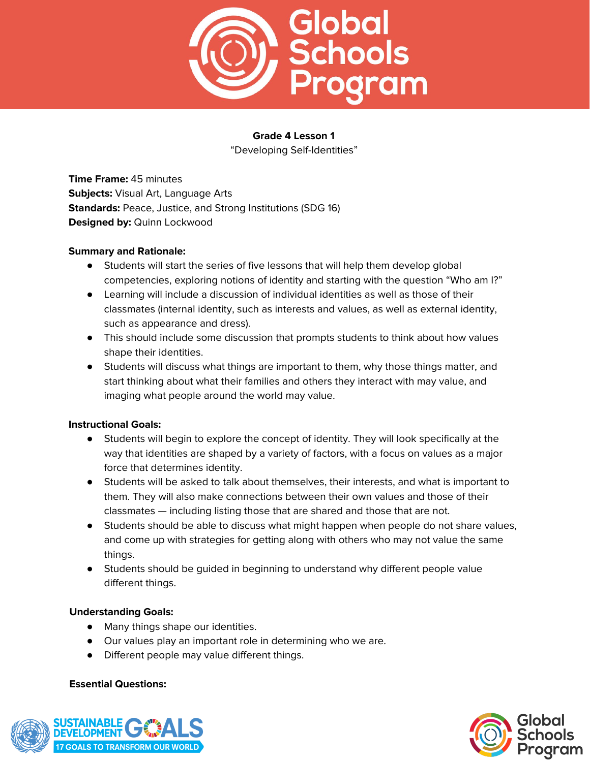**Grade 4 Lesson 1**

"Developing Self-Identities"

**Time Frame:** 45 minutes
**Subjects:** Visual Art, Language Arts
**Standards:** Peace, Justice, and Strong Institutions (SDG 16)
**Designed by:** Quinn Lockwood

**Summary and Rationale:**

- Students will start the series of five lessons that will help them develop global competencies, exploring notions of identity and starting with the question "Who am I?"
- Learning will include a discussion of individual identities as well as those of their classmates (internal identity, such as interests and values, as well as external identity, such as appearance and dress).
- This should include some discussion that prompts students to think about how values shape their identities.
- Students will discuss what things are important to them, why those things matter, and start thinking about what their families and others they interact with may value, and imaging what people around the world may value.

**Instructional Goals:**

- Students will begin to explore the concept of identity. They will look specifically at the way that identities are shaped by a variety of factors, with a focus on values as a major force that determines identity.
- Students will be asked to talk about themselves, their interests, and what is important to them. They will also make connections between their own values and those of their classmates — including listing those that are shared and those that are not.
- Students should be able to discuss what might happen when people do not share values, and come up with strategies for getting along with others who may not value the same things.
- Students should be guided in beginning to understand why different people value different things.

**Understanding Goals:**

- Many things shape our identities.
- Our values play an important role in determining who we are.
- Different people may value different things.

**Essential Questions:**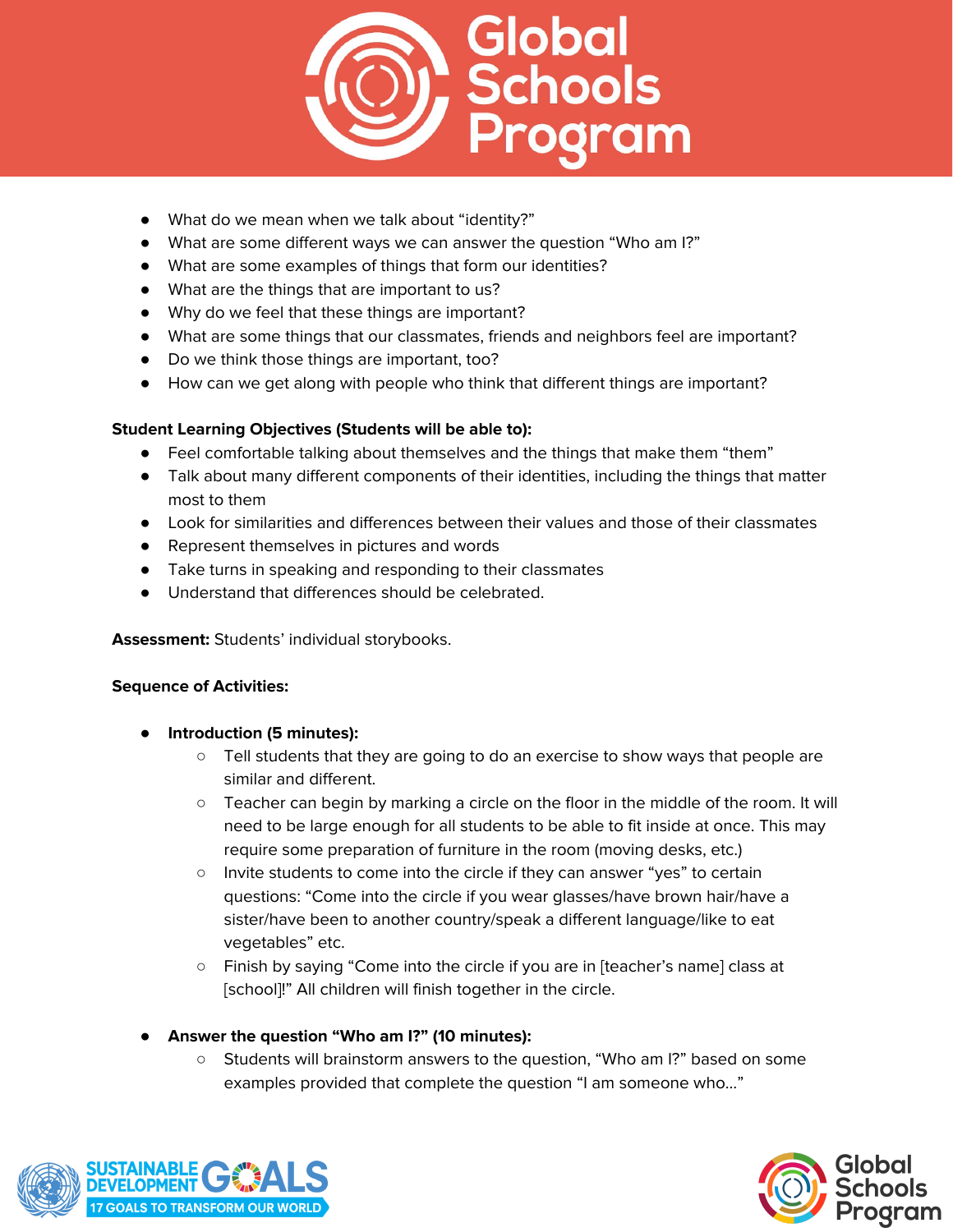- What do we mean when we talk about "identity?"
- What are some different ways we can answer the question "Who am I?"
- What are some examples of things that form our identities?
- What are the things that are important to us?
- Why do we feel that these things are important?
- What are some things that our classmates, friends and neighbors feel are important?
- Do we think those things are important, too?
- How can we get along with people who think that different things are important?

**Student Learning Objectives (Students will be able to):**

- Feel comfortable talking about themselves and the things that make them "them"
- Talk about many different components of their identities, including the things that matter most to them
- Look for similarities and differences between their values and those of their classmates
- Represent themselves in pictures and words
- Take turns in speaking and responding to their classmates
- Understand that differences should be celebrated.

**Assessment:** Students' individual storybooks.

**Sequence of Activities:**

- **Introduction (5 minutes):**
  - Tell students that they are going to do an exercise to show ways that people are similar and different.
  - Teacher can begin by marking a circle on the floor in the middle of the room. It will need to be large enough for all students to be able to fit inside at once. This may require some preparation of furniture in the room (moving desks, etc.)
  - Invite students to come into the circle if they can answer "yes" to certain questions: "Come into the circle if you wear glasses/have brown hair/have a sister/have been to another country/speak a different language/like to eat vegetables" etc.
  - Finish by saying "Come into the circle if you are in [teacher's name] class at [school]!" All children will finish together in the circle.

- **Answer the question "Who am I?" (10 minutes):**
  - Students will brainstorm answers to the question, "Who am I?" based on some examples provided that complete the question "I am someone who…"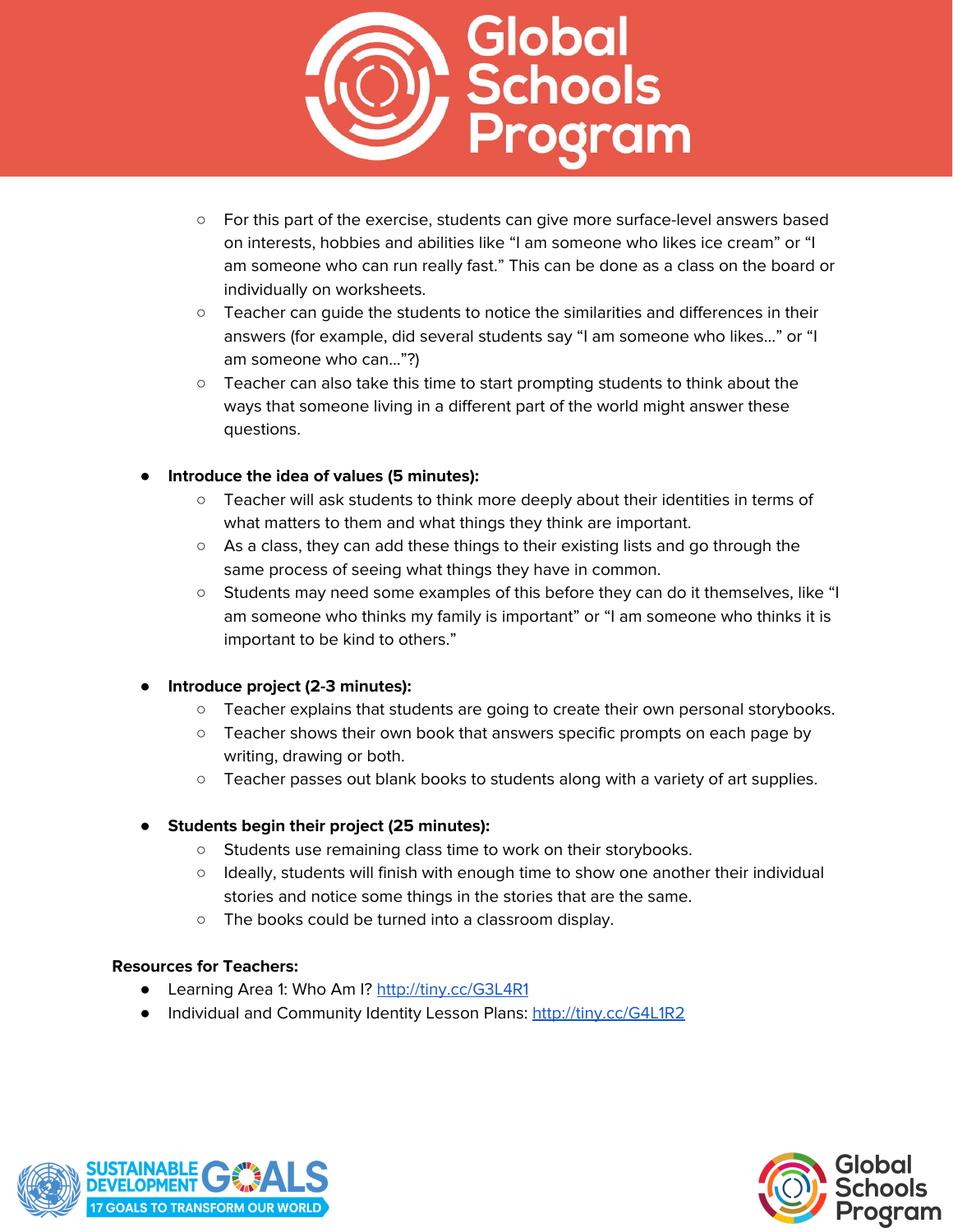- For this part of the exercise, students can give more surface-level answers based on interests, hobbies and abilities like "I am someone who likes ice cream" or "I am someone who can run really fast." This can be done as a class on the board or individually on worksheets.
    - Teacher can guide the students to notice the similarities and differences in their answers (for example, did several students say "I am someone who likes…" or "I am someone who can…"?)
    - Teacher can also take this time to start prompting students to think about the ways that someone living in a different part of the world might answer these questions.

- **Introduce the idea of values (5 minutes):**
    - Teacher will ask students to think more deeply about their identities in terms of what matters to them and what things they think are important.
    - As a class, they can add these things to their existing lists and go through the same process of seeing what things they have in common.
    - Students may need some examples of this before they can do it themselves, like "I am someone who thinks my family is important" or "I am someone who thinks it is important to be kind to others."

- **Introduce project (2-3 minutes):**
    - Teacher explains that students are going to create their own personal storybooks.
    - Teacher shows their own book that answers specific prompts on each page by writing, drawing or both.
    - Teacher passes out blank books to students along with a variety of art supplies.

- **Students begin their project (25 minutes):**
    - Students use remaining class time to work on their storybooks.
    - Ideally, students will finish with enough time to show one another their individual stories and notice some things in the stories that are the same.
    - The books could be turned into a classroom display.

**Resources for Teachers:**

- Learning Area 1: Who Am I? [http://tiny.cc/G3L4R1](http://tiny.cc/G3L4R1)
- Individual and Community Identity Lesson Plans: [http://tiny.cc/G4L1R2](http://tiny.cc/G4L1R2)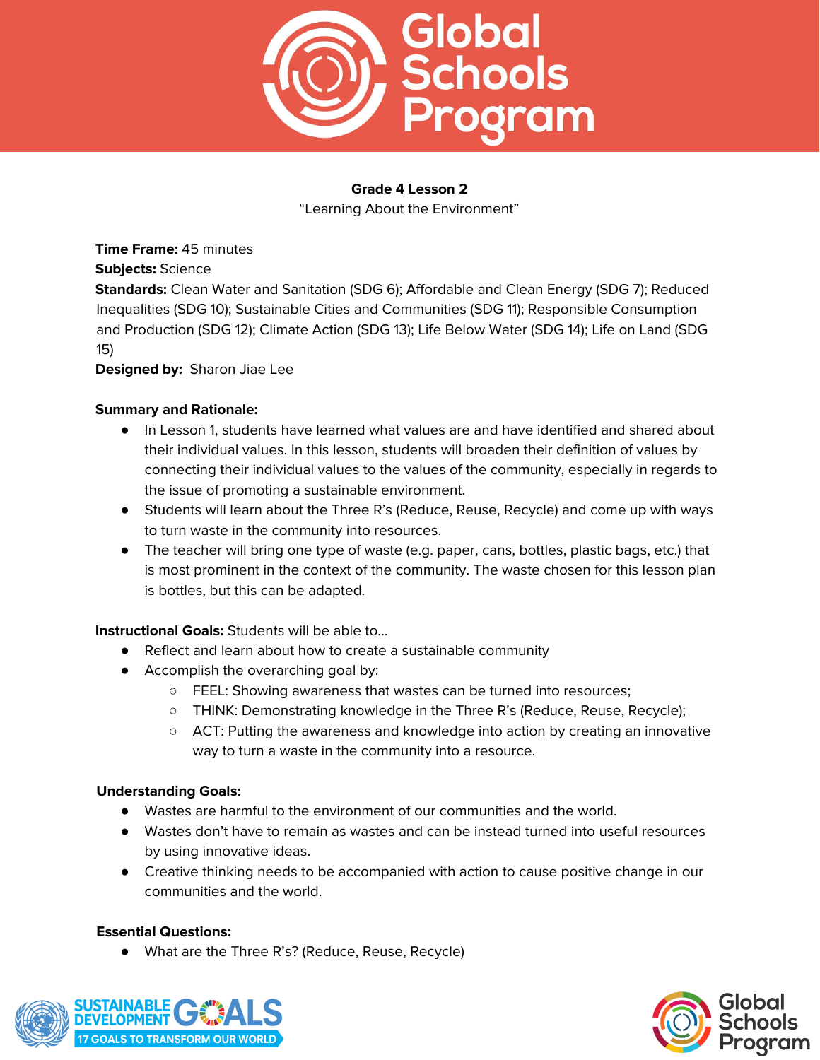**Grade 4 Lesson 2**

"Learning About the Environment"

**Time Frame:** 45 minutes

**Subjects:** Science

**Standards:** Clean Water and Sanitation (SDG 6); Affordable and Clean Energy (SDG 7); Reduced Inequalities (SDG 10); Sustainable Cities and Communities (SDG 11); Responsible Consumption and Production (SDG 12); Climate Action (SDG 13); Life Below Water (SDG 14); Life on Land (SDG 15)

**Designed by:** Sharon Jiae Lee

**Summary and Rationale:**

- In Lesson 1, students have learned what values are and have identified and shared about their individual values. In this lesson, students will broaden their definition of values by connecting their individual values to the values of the community, especially in regards to the issue of promoting a sustainable environment.
- Students will learn about the Three R's (Reduce, Reuse, Recycle) and come up with ways to turn waste in the community into resources.
- The teacher will bring one type of waste (e.g. paper, cans, bottles, plastic bags, etc.) that is most prominent in the context of the community. The waste chosen for this lesson plan is bottles, but this can be adapted.

**Instructional Goals:** Students will be able to...

- Reflect and learn about how to create a sustainable community
- Accomplish the overarching goal by:
  - FEEL: Showing awareness that wastes can be turned into resources;
  - THINK: Demonstrating knowledge in the Three R's (Reduce, Reuse, Recycle);
  - ACT: Putting the awareness and knowledge into action by creating an innovative way to turn a waste in the community into a resource.

**Understanding Goals:**

- Wastes are harmful to the environment of our communities and the world.
- Wastes don't have to remain as wastes and can be instead turned into useful resources by using innovative ideas.
- Creative thinking needs to be accompanied with action to cause positive change in our communities and the world.

**Essential Questions:**

- What are the Three R's? (Reduce, Reuse, Recycle)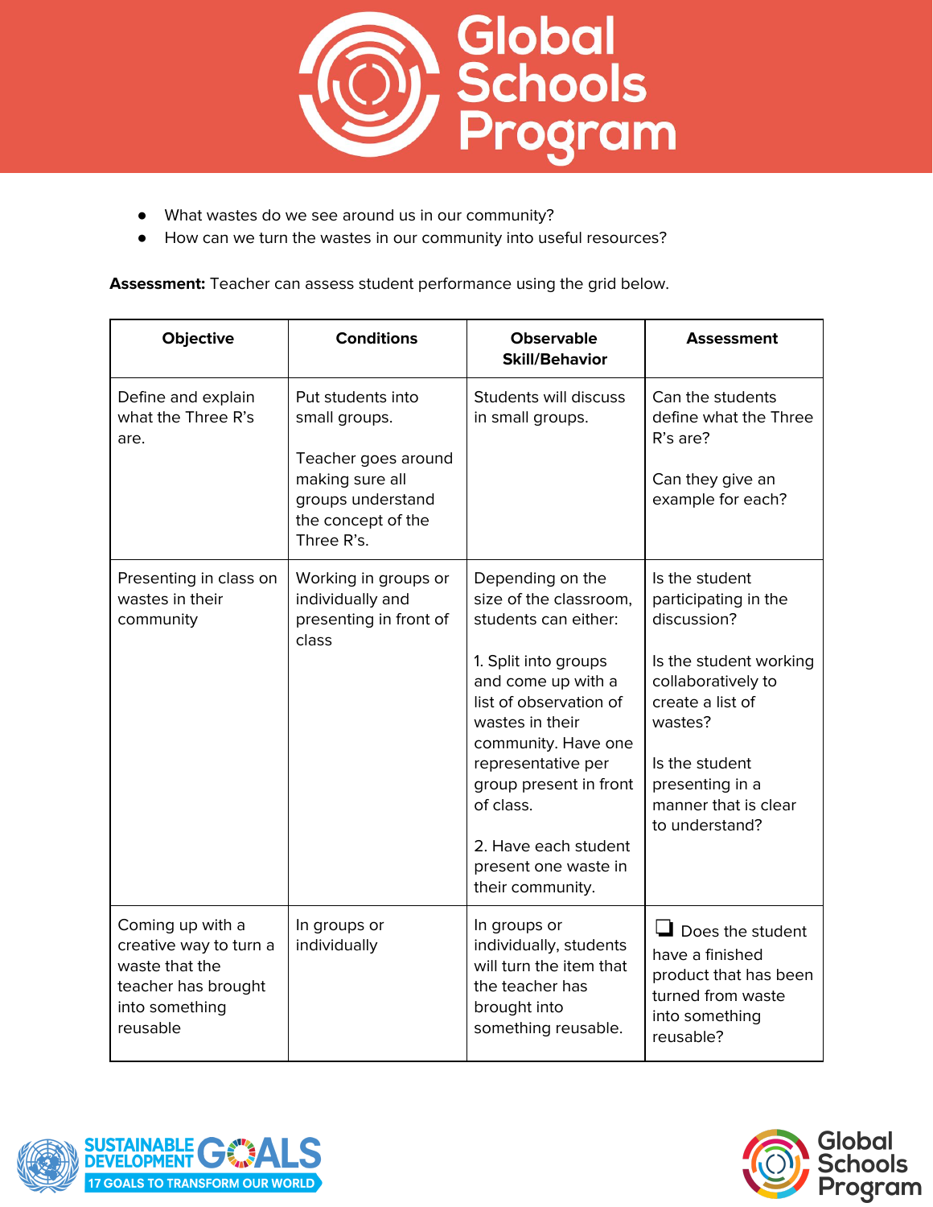- What wastes do we see around us in our community?
- How can we turn the wastes in our community into useful resources?

**Assessment:** Teacher can assess student performance using the grid below.

| Objective | Conditions | Observable Skill/Behavior | Assessment |
|---|---|---|---|
| Define and explain what the Three R's are. | Put students into small groups.<br><br>Teacher goes around making sure all groups understand the concept of the Three R's. | Students will discuss in small groups. | Can the students define what the Three R's are?<br><br>Can they give an example for each? |
| Presenting in class on wastes in their community | Working in groups or individually and presenting in front of class | Depending on the size of the classroom, students can either:<br><br>1. Split into groups and come up with a list of observation of wastes in their community. Have one representative per group present in front of class.<br><br>2. Have each student present one waste in their community. | Is the student participating in the discussion?<br><br>Is the student working collaboratively to create a list of wastes?<br><br>Is the student presenting in a manner that is clear to understand? |
| Coming up with a creative way to turn a waste that the teacher has brought into something reusable | In groups or individually | In groups or individually, students will turn the item that the teacher has brought into something reusable. | ❑ Does the student have a finished product that has been turned from waste into something reusable? |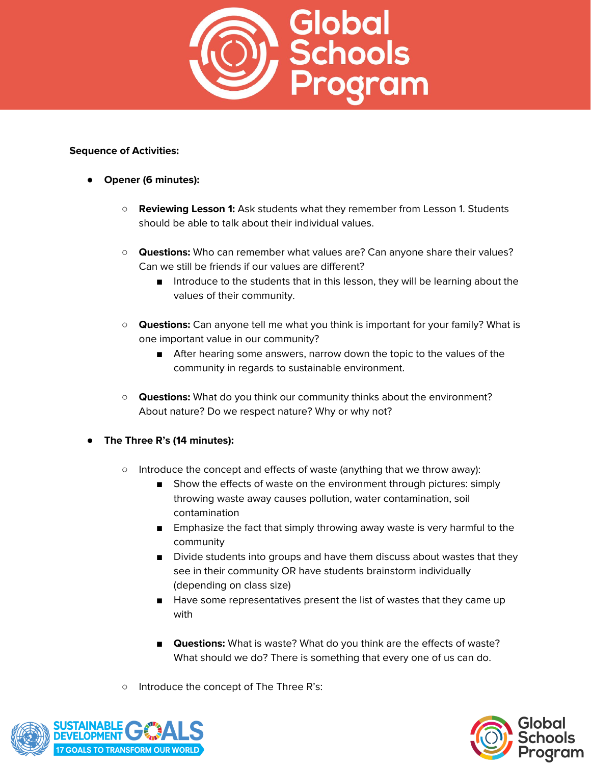**Sequence of Activities:**

- **Opener (6 minutes):**
    - **Reviewing Lesson 1:** Ask students what they remember from Lesson 1. Students should be able to talk about their individual values.
    - **Questions:** Who can remember what values are? Can anyone share their values? Can we still be friends if our values are different?
        - Introduce to the students that in this lesson, they will be learning about the values of their community.
    - **Questions:** Can anyone tell me what you think is important for your family? What is one important value in our community?
        - After hearing some answers, narrow down the topic to the values of the community in regards to sustainable environment.
    - **Questions:** What do you think our community thinks about the environment? About nature? Do we respect nature? Why or why not?

- **The Three R's (14 minutes):**
    - Introduce the concept and effects of waste (anything that we throw away):
        - Show the effects of waste on the environment through pictures: simply throwing waste away causes pollution, water contamination, soil contamination
        - Emphasize the fact that simply throwing away waste is very harmful to the community
        - Divide students into groups and have them discuss about wastes that they see in their community OR have students brainstorm individually (depending on class size)
        - Have some representatives present the list of wastes that they came up with
        - **Questions:** What is waste? What do you think are the effects of waste? What should we do? There is something that every one of us can do.
    - Introduce the concept of The Three R's: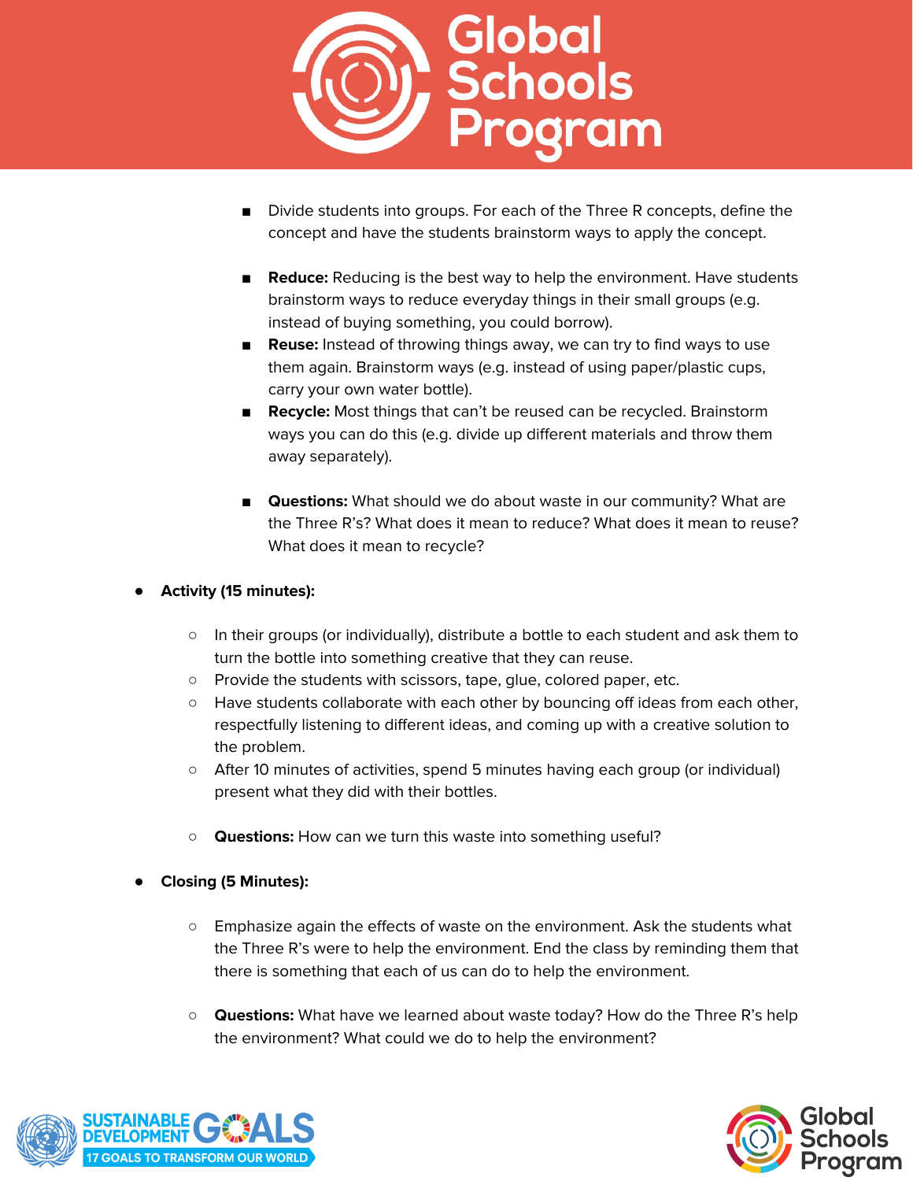- Divide students into groups. For each of the Three R concepts, define the concept and have the students brainstorm ways to apply the concept.

- **Reduce:** Reducing is the best way to help the environment. Have students brainstorm ways to reduce everyday things in their small groups (e.g. instead of buying something, you could borrow).
- **Reuse:** Instead of throwing things away, we can try to find ways to use them again. Brainstorm ways (e.g. instead of using paper/plastic cups, carry your own water bottle).
- **Recycle:** Most things that can't be reused can be recycled. Brainstorm ways you can do this (e.g. divide up different materials and throw them away separately).

- **Questions:** What should we do about waste in our community? What are the Three R's? What does it mean to reduce? What does it mean to reuse? What does it mean to recycle?

- **Activity (15 minutes):**
  - In their groups (or individually), distribute a bottle to each student and ask them to turn the bottle into something creative that they can reuse.
  - Provide the students with scissors, tape, glue, colored paper, etc.
  - Have students collaborate with each other by bouncing off ideas from each other, respectfully listening to different ideas, and coming up with a creative solution to the problem.
  - After 10 minutes of activities, spend 5 minutes having each group (or individual) present what they did with their bottles.

  - **Questions:** How can we turn this waste into something useful?

- **Closing (5 Minutes):**
  - Emphasize again the effects of waste on the environment. Ask the students what the Three R's were to help the environment. End the class by reminding them that there is something that each of us can do to help the environment.

  - **Questions:** What have we learned about waste today? How do the Three R's help the environment? What could we do to help the environment?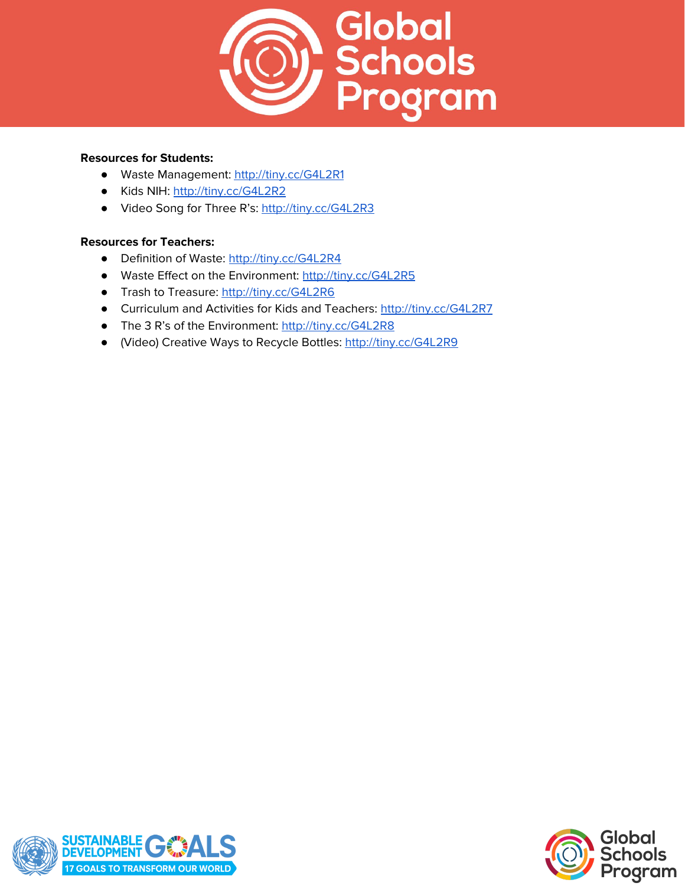**Resources for Students:**

- Waste Management: http://tiny.cc/G4L2R1
- Kids NIH: http://tiny.cc/G4L2R2
- Video Song for Three R's: http://tiny.cc/G4L2R3

**Resources for Teachers:**

- Definition of Waste: http://tiny.cc/G4L2R4
- Waste Effect on the Environment: http://tiny.cc/G4L2R5
- Trash to Treasure: http://tiny.cc/G4L2R6
- Curriculum and Activities for Kids and Teachers: http://tiny.cc/G4L2R7
- The 3 R's of the Environment: http://tiny.cc/G4L2R8
- (Video) Creative Ways to Recycle Bottles: http://tiny.cc/G4L2R9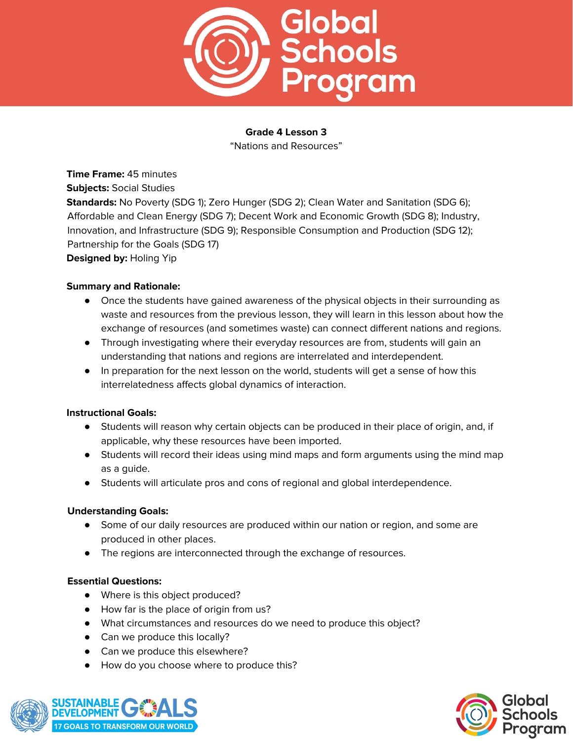**Grade 4 Lesson 3**
"Nations and Resources"

**Time Frame:** 45 minutes
**Subjects:** Social Studies
**Standards:** No Poverty (SDG 1); Zero Hunger (SDG 2); Clean Water and Sanitation (SDG 6); Affordable and Clean Energy (SDG 7); Decent Work and Economic Growth (SDG 8); Industry, Innovation, and Infrastructure (SDG 9); Responsible Consumption and Production (SDG 12); Partnership for the Goals (SDG 17)
**Designed by:** Holing Yip

**Summary and Rationale:**

- Once the students have gained awareness of the physical objects in their surrounding as waste and resources from the previous lesson, they will learn in this lesson about how the exchange of resources (and sometimes waste) can connect different nations and regions.
- Through investigating where their everyday resources are from, students will gain an understanding that nations and regions are interrelated and interdependent.
- In preparation for the next lesson on the world, students will get a sense of how this interrelatedness affects global dynamics of interaction.

**Instructional Goals:**

- Students will reason why certain objects can be produced in their place of origin, and, if applicable, why these resources have been imported.
- Students will record their ideas using mind maps and form arguments using the mind map as a guide.
- Students will articulate pros and cons of regional and global interdependence.

**Understanding Goals:**

- Some of our daily resources are produced within our nation or region, and some are produced in other places.
- The regions are interconnected through the exchange of resources.

**Essential Questions:**

- Where is this object produced?
- How far is the place of origin from us?
- What circumstances and resources do we need to produce this object?
- Can we produce this locally?
- Can we produce this elsewhere?
- How do you choose where to produce this?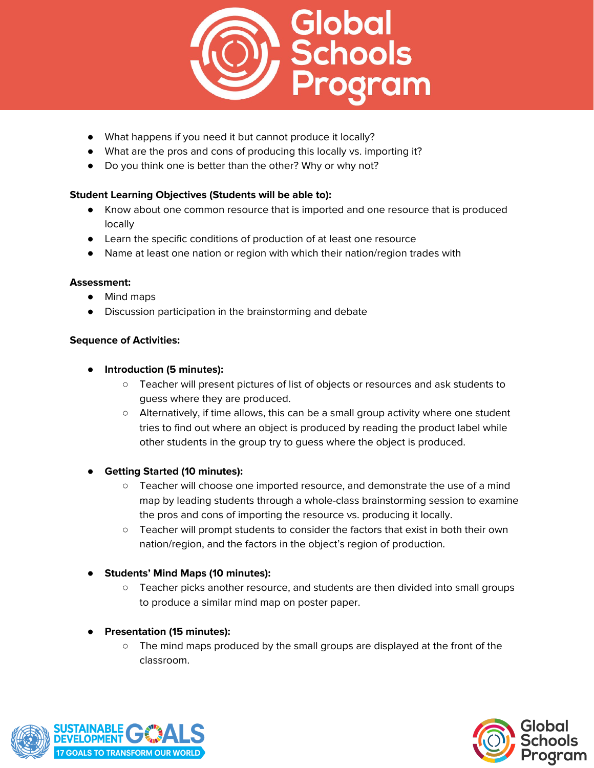- What happens if you need it but cannot produce it locally?
- What are the pros and cons of producing this locally vs. importing it?
- Do you think one is better than the other? Why or why not?

**Student Learning Objectives (Students will be able to):**

- Know about one common resource that is imported and one resource that is produced locally
- Learn the specific conditions of production of at least one resource
- Name at least one nation or region with which their nation/region trades with

**Assessment:**

- Mind maps
- Discussion participation in the brainstorming and debate

**Sequence of Activities:**

- **Introduction (5 minutes):**
  - Teacher will present pictures of list of objects or resources and ask students to guess where they are produced.
  - Alternatively, if time allows, this can be a small group activity where one student tries to find out where an object is produced by reading the product label while other students in the group try to guess where the object is produced.

- **Getting Started (10 minutes):**
  - Teacher will choose one imported resource, and demonstrate the use of a mind map by leading students through a whole-class brainstorming session to examine the pros and cons of importing the resource vs. producing it locally.
  - Teacher will prompt students to consider the factors that exist in both their own nation/region, and the factors in the object's region of production.

- **Students' Mind Maps (10 minutes):**
  - Teacher picks another resource, and students are then divided into small groups to produce a similar mind map on poster paper.

- **Presentation (15 minutes):**
  - The mind maps produced by the small groups are displayed at the front of the classroom.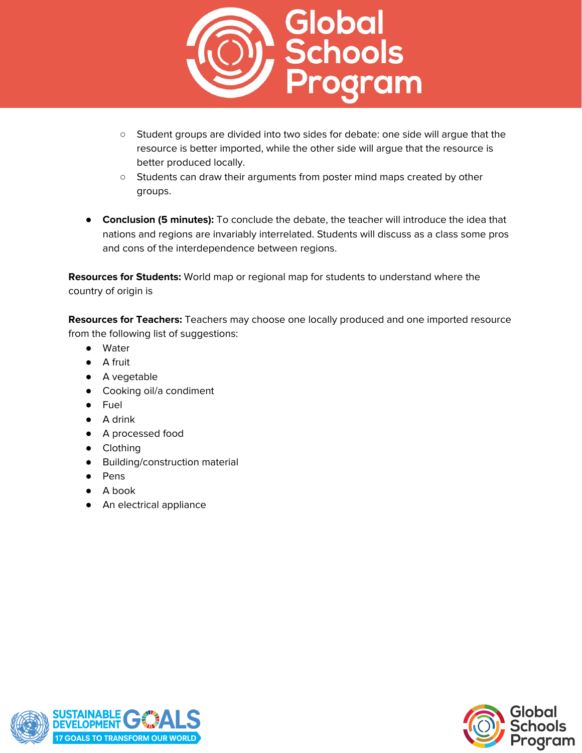- Student groups are divided into two sides for debate: one side will argue that the resource is better imported, while the other side will argue that the resource is better produced locally.
   - Students can draw their arguments from poster mind maps created by other groups.

- **Conclusion (5 minutes):** To conclude the debate, the teacher will introduce the idea that nations and regions are invariably interrelated. Students will discuss as a class some pros and cons of the interdependence between regions.

**Resources for Students:** World map or regional map for students to understand where the country of origin is

**Resources for Teachers:** Teachers may choose one locally produced and one imported resource from the following list of suggestions:

- Water
- A fruit
- A vegetable
- Cooking oil/a condiment
- Fuel
- A drink
- A processed food
- Clothing
- Building/construction material
- Pens
- A book
- An electrical appliance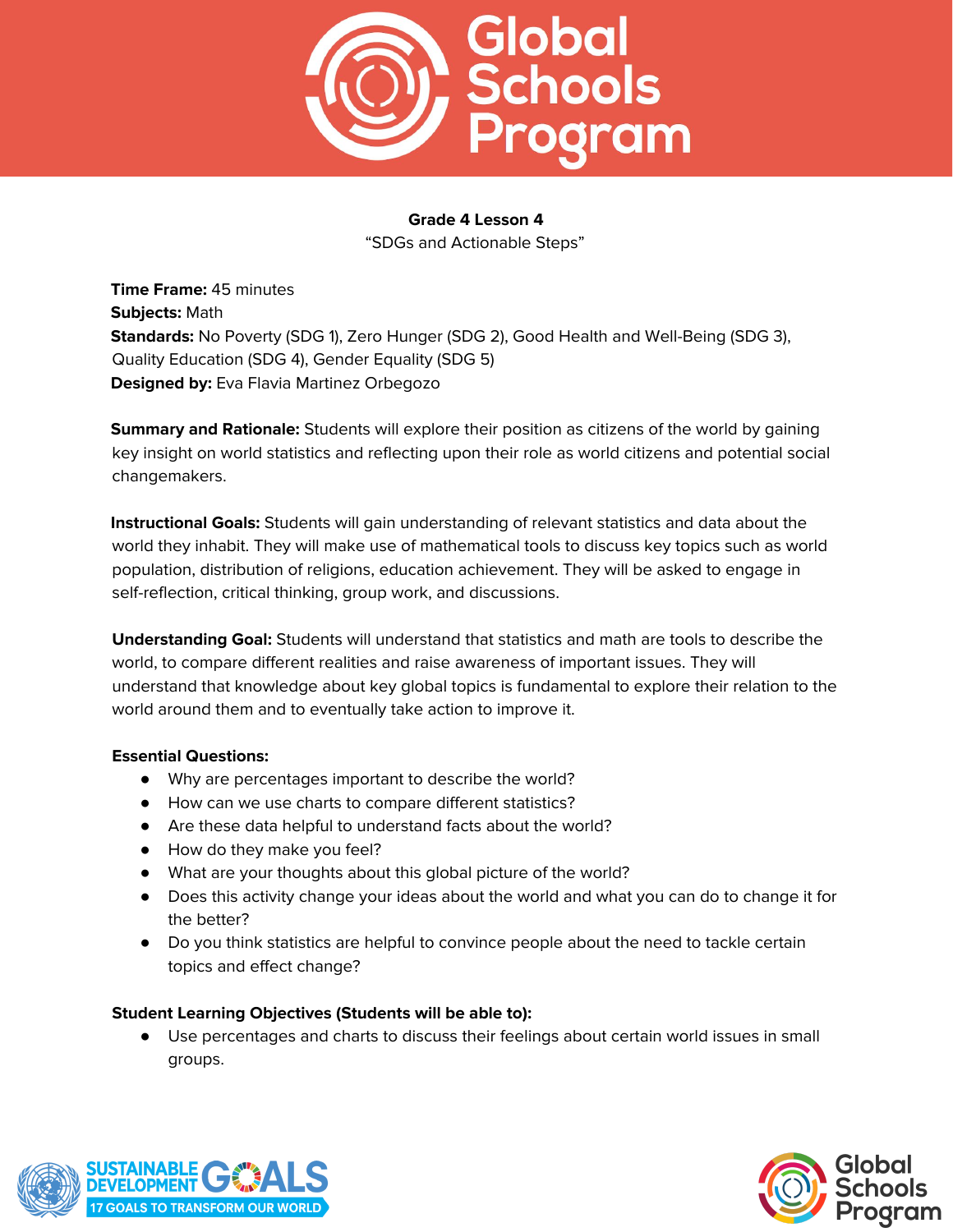**Grade 4 Lesson 4**
"SDGs and Actionable Steps"

**Time Frame:** 45 minutes
**Subjects:** Math
**Standards:** No Poverty (SDG 1), Zero Hunger (SDG 2), Good Health and Well-Being (SDG 3), Quality Education (SDG 4), Gender Equality (SDG 5)
**Designed by:** Eva Flavia Martinez Orbegozo

**Summary and Rationale:** Students will explore their position as citizens of the world by gaining key insight on world statistics and reflecting upon their role as world citizens and potential social changemakers.

**Instructional Goals:** Students will gain understanding of relevant statistics and data about the world they inhabit. They will make use of mathematical tools to discuss key topics such as world population, distribution of religions, education achievement. They will be asked to engage in self-reflection, critical thinking, group work, and discussions.

**Understanding Goal:** Students will understand that statistics and math are tools to describe the world, to compare different realities and raise awareness of important issues. They will understand that knowledge about key global topics is fundamental to explore their relation to the world around them and to eventually take action to improve it.

**Essential Questions:**

- Why are percentages important to describe the world?
- How can we use charts to compare different statistics?
- Are these data helpful to understand facts about the world?
- How do they make you feel?
- What are your thoughts about this global picture of the world?
- Does this activity change your ideas about the world and what you can do to change it for the better?
- Do you think statistics are helpful to convince people about the need to tackle certain topics and effect change?

**Student Learning Objectives (Students will be able to):**

- Use percentages and charts to discuss their feelings about certain world issues in small groups.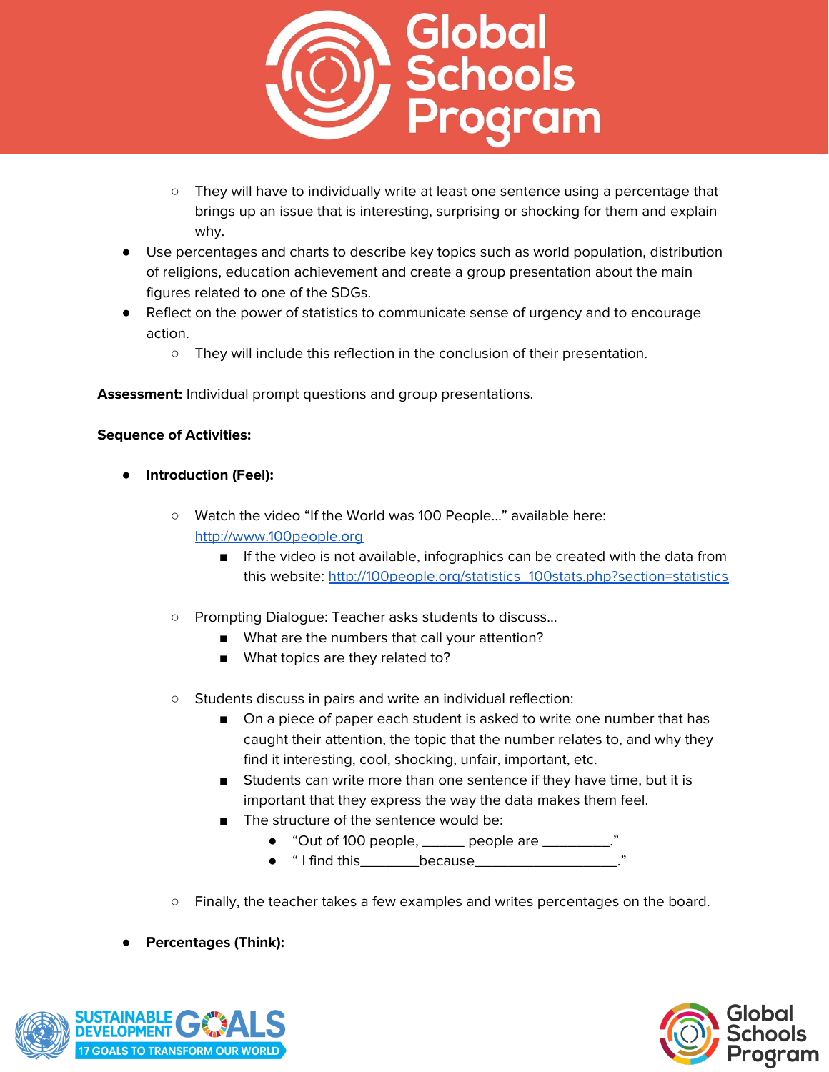- They will have to individually write at least one sentence using a percentage that brings up an issue that is interesting, surprising or shocking for them and explain why.
- Use percentages and charts to describe key topics such as world population, distribution of religions, education achievement and create a group presentation about the main figures related to one of the SDGs.
- Reflect on the power of statistics to communicate sense of urgency and to encourage action.
    - They will include this reflection in the conclusion of their presentation.

**Assessment:** Individual prompt questions and group presentations.

**Sequence of Activities:**

- **Introduction (Feel):**
    - Watch the video "If the World was 100 People…" available here: [http://www.100people.org](http://www.100people.org)
        - If the video is not available, infographics can be created with the data from this website: [http://100people.org/statistics_100stats.php?section=statistics](http://100people.org/statistics_100stats.php?section=statistics)
    - Prompting Dialogue: Teacher asks students to discuss…
        - What are the numbers that call your attention?
        - What topics are they related to?
    - Students discuss in pairs and write an individual reflection:
        - On a piece of paper each student is asked to write one number that has caught their attention, the topic that the number relates to, and why they find it interesting, cool, shocking, unfair, important, etc.
        - Students can write more than one sentence if they have time, but it is important that they express the way the data makes them feel.
        - The structure of the sentence would be:
            - "Out of 100 people, ______ people are _________."
            - " I find this________because___________________."
    - Finally, the teacher takes a few examples and writes percentages on the board.
- **Percentages (Think):**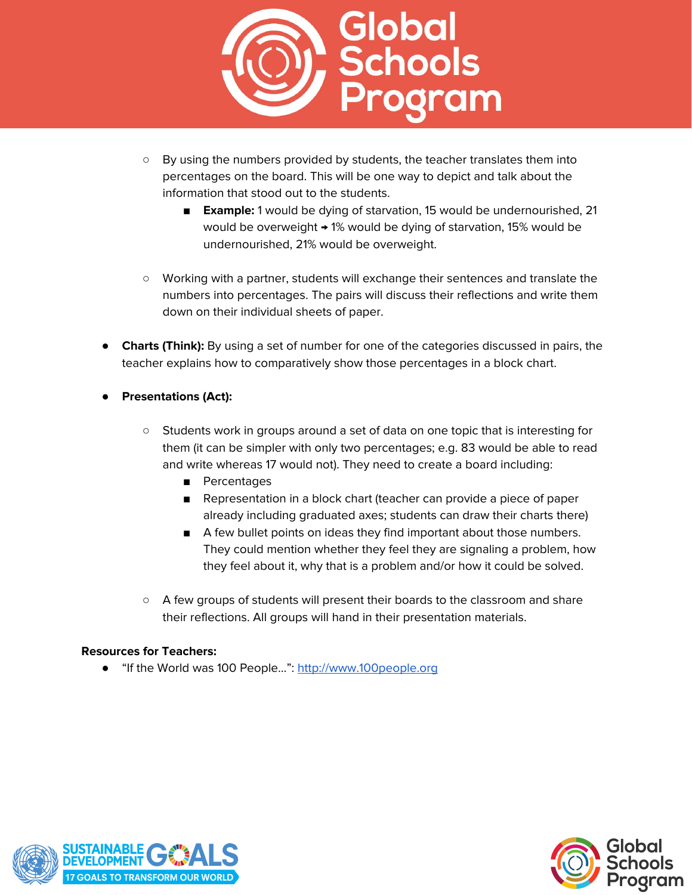- By using the numbers provided by students, the teacher translates them into percentages on the board. This will be one way to depict and talk about the information that stood out to the students.
     - **Example:** 1 would be dying of starvation, 15 would be undernourished, 21 would be overweight ➔ 1% would be dying of starvation, 15% would be undernourished, 21% would be overweight.

   - Working with a partner, students will exchange their sentences and translate the numbers into percentages. The pairs will discuss their reflections and write them down on their individual sheets of paper.

- **Charts (Think):** By using a set of number for one of the categories discussed in pairs, the teacher explains how to comparatively show those percentages in a block chart.

- **Presentations (Act):**

   - Students work in groups around a set of data on one topic that is interesting for them (it can be simpler with only two percentages; e.g. 83 would be able to read and write whereas 17 would not). They need to create a board including:
     - Percentages
     - Representation in a block chart (teacher can provide a piece of paper already including graduated axes; students can draw their charts there)
     - A few bullet points on ideas they find important about those numbers. They could mention whether they feel they are signaling a problem, how they feel about it, why that is a problem and/or how it could be solved.

   - A few groups of students will present their boards to the classroom and share their reflections. All groups will hand in their presentation materials.

**Resources for Teachers:**

- "If the World was 100 People…": [http://www.100people.org](http://www.100people.org)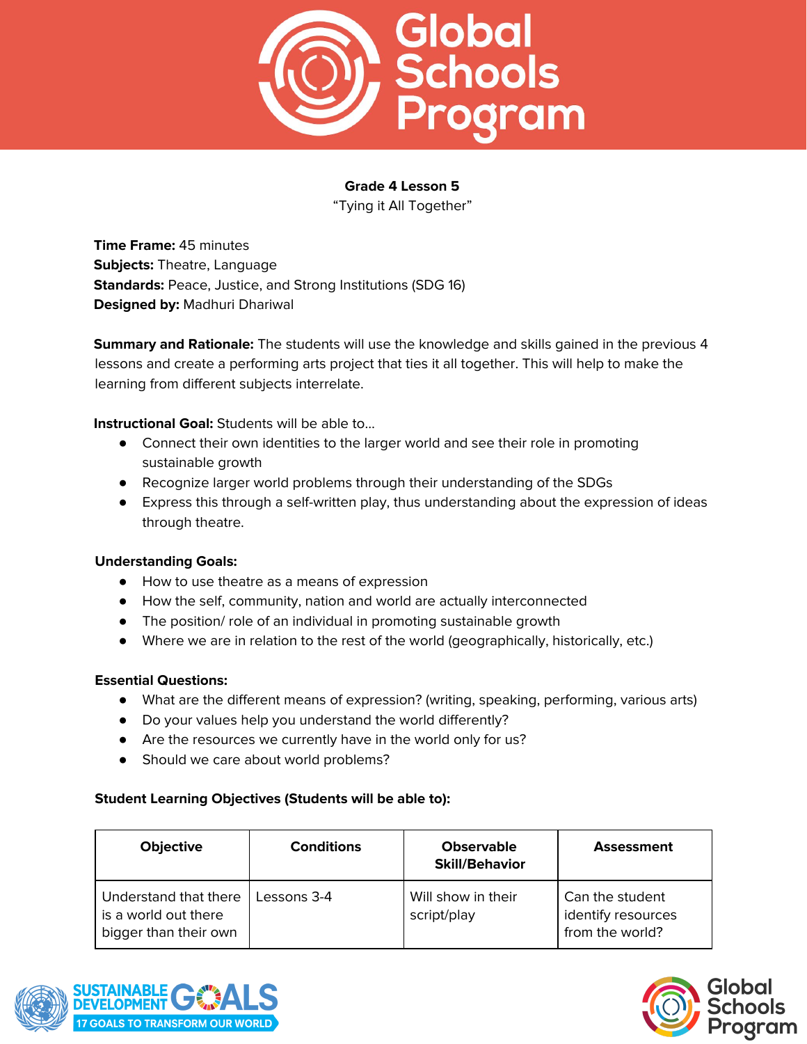**Grade 4 Lesson 5**

"Tying it All Together"

**Time Frame:** 45 minutes
**Subjects:** Theatre, Language
**Standards:** Peace, Justice, and Strong Institutions (SDG 16)
**Designed by:** Madhuri Dhariwal

**Summary and Rationale:** The students will use the knowledge and skills gained in the previous 4 lessons and create a performing arts project that ties it all together. This will help to make the learning from different subjects interrelate.

**Instructional Goal:** Students will be able to…

- Connect their own identities to the larger world and see their role in promoting sustainable growth
- Recognize larger world problems through their understanding of the SDGs
- Express this through a self-written play, thus understanding about the expression of ideas through theatre.

**Understanding Goals:**

- How to use theatre as a means of expression
- How the self, community, nation and world are actually interconnected
- The position/ role of an individual in promoting sustainable growth
- Where we are in relation to the rest of the world (geographically, historically, etc.)

**Essential Questions:**

- What are the different means of expression? (writing, speaking, performing, various arts)
- Do your values help you understand the world differently?
- Are the resources we currently have in the world only for us?
- Should we care about world problems?

**Student Learning Objectives (Students will be able to):**

| Objective | Conditions | Observable Skill/Behavior | Assessment |
|---|---|---|---|
| Understand that there is a world out there bigger than their own | Lessons 3-4 | Will show in their script/play | Can the student identify resources from the world? |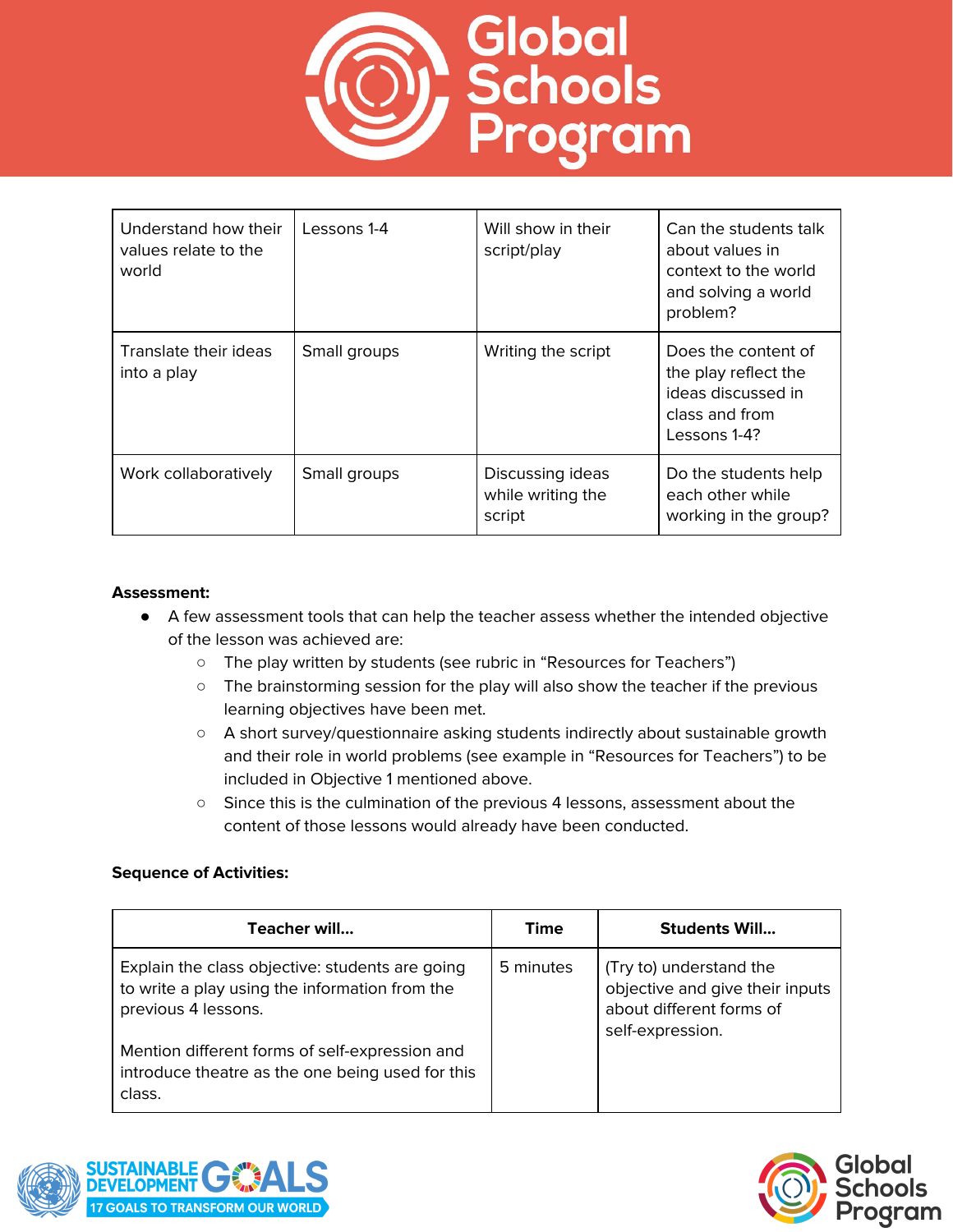| | | | |
|---|---|---|---|
| Understand how their values relate to the world | Lessons 1-4 | Will show in their script/play | Can the students talk about values in context to the world and solving a world problem? |
| Translate their ideas into a play | Small groups | Writing the script | Does the content of the play reflect the ideas discussed in class and from Lessons 1-4? |
| Work collaboratively | Small groups | Discussing ideas while writing the script | Do the students help each other while working in the group? |

**Assessment:**

- A few assessment tools that can help the teacher assess whether the intended objective of the lesson was achieved are:
    - The play written by students (see rubric in "Resources for Teachers")
    - The brainstorming session for the play will also show the teacher if the previous learning objectives have been met.
    - A short survey/questionnaire asking students indirectly about sustainable growth and their role in world problems (see example in "Resources for Teachers") to be included in Objective 1 mentioned above.
    - Since this is the culmination of the previous 4 lessons, assessment about the content of those lessons would already have been conducted.

**Sequence of Activities:**

| Teacher will... | Time | Students Will... |
|---|---|---|
| Explain the class objective: students are going to write a play using the information from the previous 4 lessons.<br><br>Mention different forms of self-expression and introduce theatre as the one being used for this class. | 5 minutes | (Try to) understand the objective and give their inputs about different forms of self-expression. |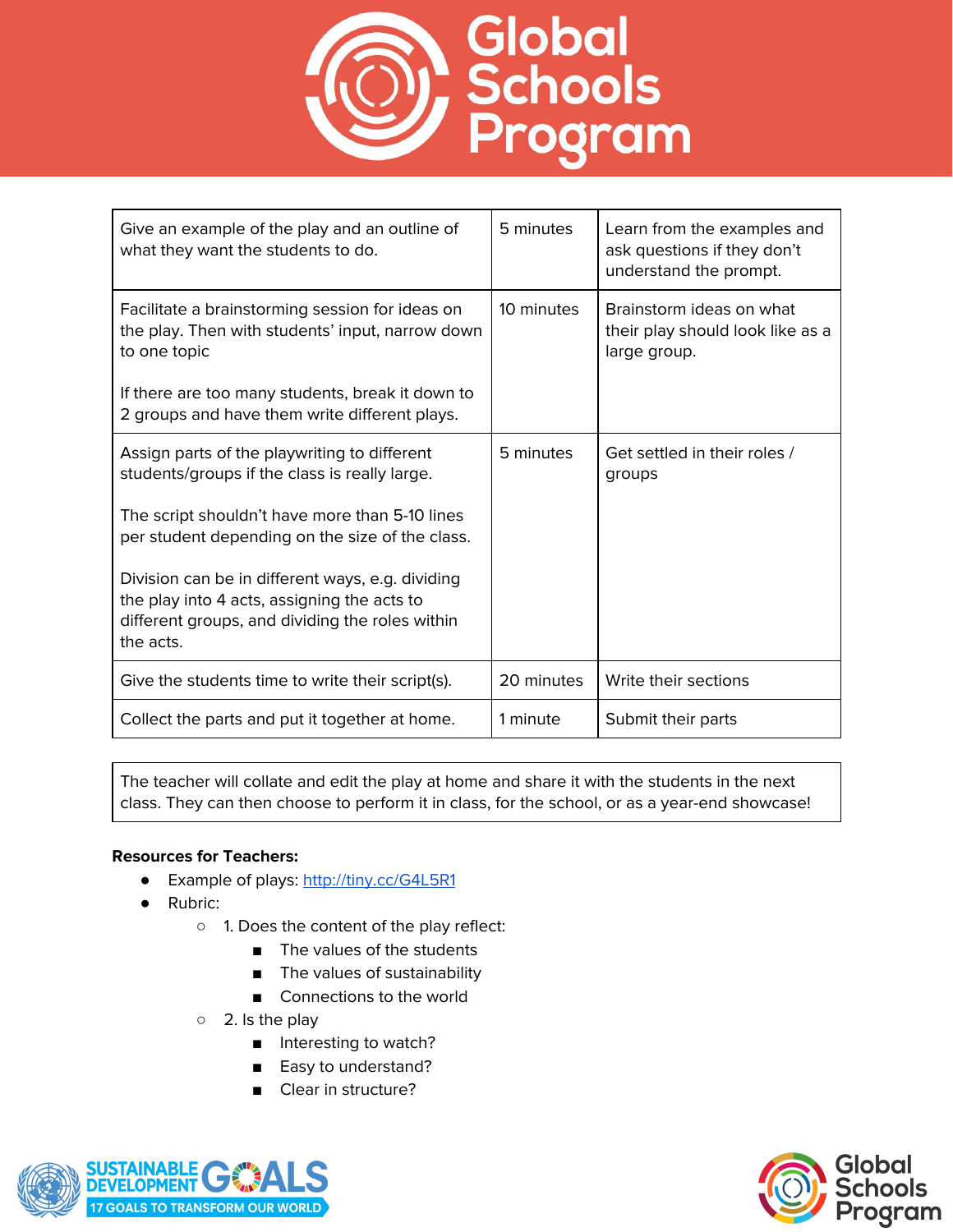| | | |
|---|---|---|
| Give an example of the play and an outline of what they want the students to do. | 5 minutes | Learn from the examples and ask questions if they don't understand the prompt. |
| Facilitate a brainstorming session for ideas on the play. Then with students' input, narrow down to one topic<br><br>If there are too many students, break it down to 2 groups and have them write different plays. | 10 minutes | Brainstorm ideas on what their play should look like as a large group. |
| Assign parts of the playwriting to different students/groups if the class is really large.<br><br>The script shouldn't have more than 5-10 lines per student depending on the size of the class.<br><br>Division can be in different ways, e.g. dividing the play into 4 acts, assigning the acts to different groups, and dividing the roles within the acts. | 5 minutes | Get settled in their roles / groups |
| Give the students time to write their script(s). | 20 minutes | Write their sections |
| Collect the parts and put it together at home. | 1 minute | Submit their parts |

The teacher will collate and edit the play at home and share it with the students in the next class. They can then choose to perform it in class, for the school, or as a year-end showcase!

**Resources for Teachers:**

- Example of plays: http://tiny.cc/G4L5R1
- Rubric:
    - 1. Does the content of the play reflect:
        - The values of the students
        - The values of sustainability
        - Connections to the world
    - 2. Is the play
        - Interesting to watch?
        - Easy to understand?
        - Clear in structure?